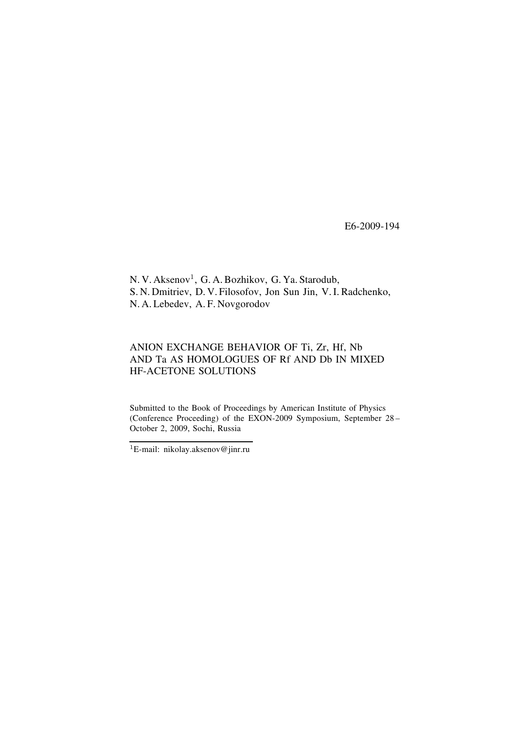E6-2009-194

N. V. Aksenov[1], G. A. Bozhikov, G. Ya. Starodub,
S. N. Dmitriev, D. V. Filosofov, Jon Sun Jin, V. I. Radchenko,
N. A. Lebedev, A. F. Novgorodov

# ANION EXCHANGE BEHAVIOR OF Ti, Zr, Hf, Nb AND Ta AS HOMOLOGUES OF Rf AND Db IN MIXED HF-ACETONE SOLUTIONS

Submitted to the Book of Proceedings by American Institute of Physics (Conference Proceeding) of the EXON-2009 Symposium, September 28 – October 2, 2009, Sochi, Russia

---

[1]E-mail: nikolay.aksenov@jinr.ru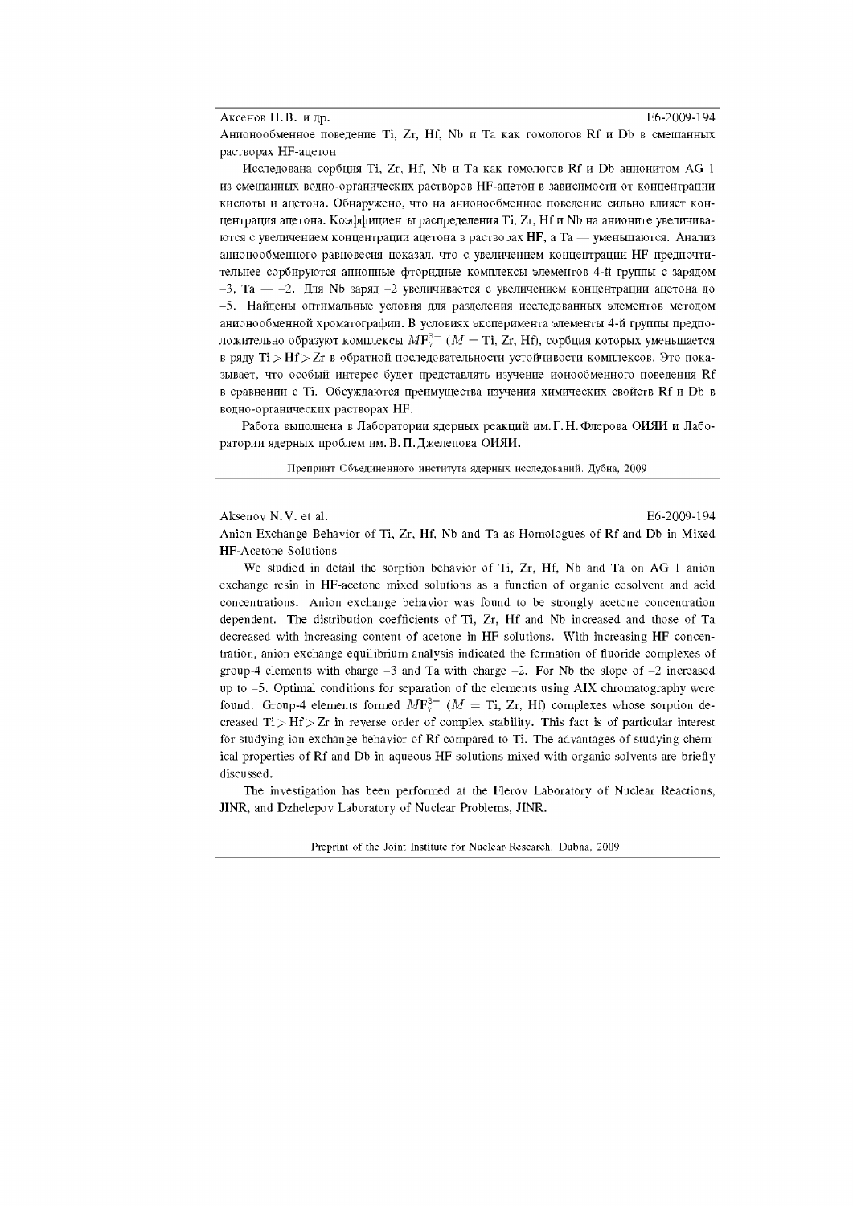Аксенов Н. В. и др. E6-2009-194

Анионообменное поведение Ti, Zr, Hf, Nb и Ta как гомологов Rf и Db в смешанных растворах HF-ацетон

Исследована сорбция Ti, Zr, Hf, Nb и Ta как гомологов Rf и Db анионитом AG 1 из смешанных водно-органических растворов HF-ацетон в зависимости от концентрации кислоты и ацетона. Обнаружено, что на анионообменное поведение сильно влияет концентрация ацетона. Коэффициенты распределения Ti, Zr, Hf и Nb на анионите увеличиваются с увеличением концентрации ацетона в растворах **HF**, а Ta — уменьшаются. Анализ анионообменного равновесия показал, что с увеличением концентрации **HF** предпочтительнее сорбируются анионные фторидные комплексы элементов 4-й группы с зарядом –3, Ta — –2. Для Nb заряд –2 увеличивается с увеличением концентрации ацетона до –5. Найдены оптимальные условия для разделения исследованных элементов методом анионообменной хроматографии. В условиях эксперимента элементы 4-й группы предположительно образуют комплексы $MF_7^{3-}$ ($M$ = Ti, Zr, Hf), сорбция которых уменьшается в ряду Ti > Hf > Zr в обратной последовательности устойчивости комплексов. Это показывает, что особый интерес будет представлять изучение ионообменного поведения Rf в сравнении с Ti. Обсуждаются преимущества изучения химических свойств Rf и Db в водно-органических растворах HF.

Работа выполнена в Лаборатории ядерных реакций им. Г. Н. Флерова **ОИЯИ** и Лаборатории ядерных проблем им. В. П. Джелепова **ОИЯИ**.

Препринт Объединенного института ядерных исследований. Дубна, 2009

---

Aksenov N. V. et al. E6-2009-194

Anion Exchange Behavior of Ti, Zr, Hf, Nb and Ta as Homologues of Rf and Db in Mixed **HF**-Acetone Solutions

We studied in detail the sorption behavior of Ti, Zr, Hf, Nb and Ta on AG 1 anion exchange resin in HF-acetone mixed solutions as a function of organic cosolvent and acid concentrations. Anion exchange behavior was found to be strongly acetone concentration dependent. The distribution coefficients of Ti, Zr, Hf and Nb increased and those of Ta decreased with increasing content of acetone in **HF** solutions. With increasing **HF** concentration, anion exchange equilibrium analysis indicated the formation of fluoride complexes of group-4 elements with charge –3 and Ta with charge –2. For Nb the slope of –2 increased up to –5. Optimal conditions for separation of the elements using AIX chromatography were found. Group-4 elements formed $MF_7^{3-}$ ($M$ = Ti, Zr, Hf) complexes whose sorption decreased Ti > Hf > Zr in reverse order of complex stability. This fact is of particular interest for studying ion exchange behavior of Rf compared to Ti. The advantages of studying chemical properties of Rf and Db in aqueous HF solutions mixed with organic solvents are briefly discussed.

The investigation has been performed at the Flerov Laboratory of Nuclear Reactions, **JINR**, and Dzhelepov Laboratory of Nuclear Problems, **JINR**.

Preprint of the Joint Institute for Nuclear Research. Dubna, 2009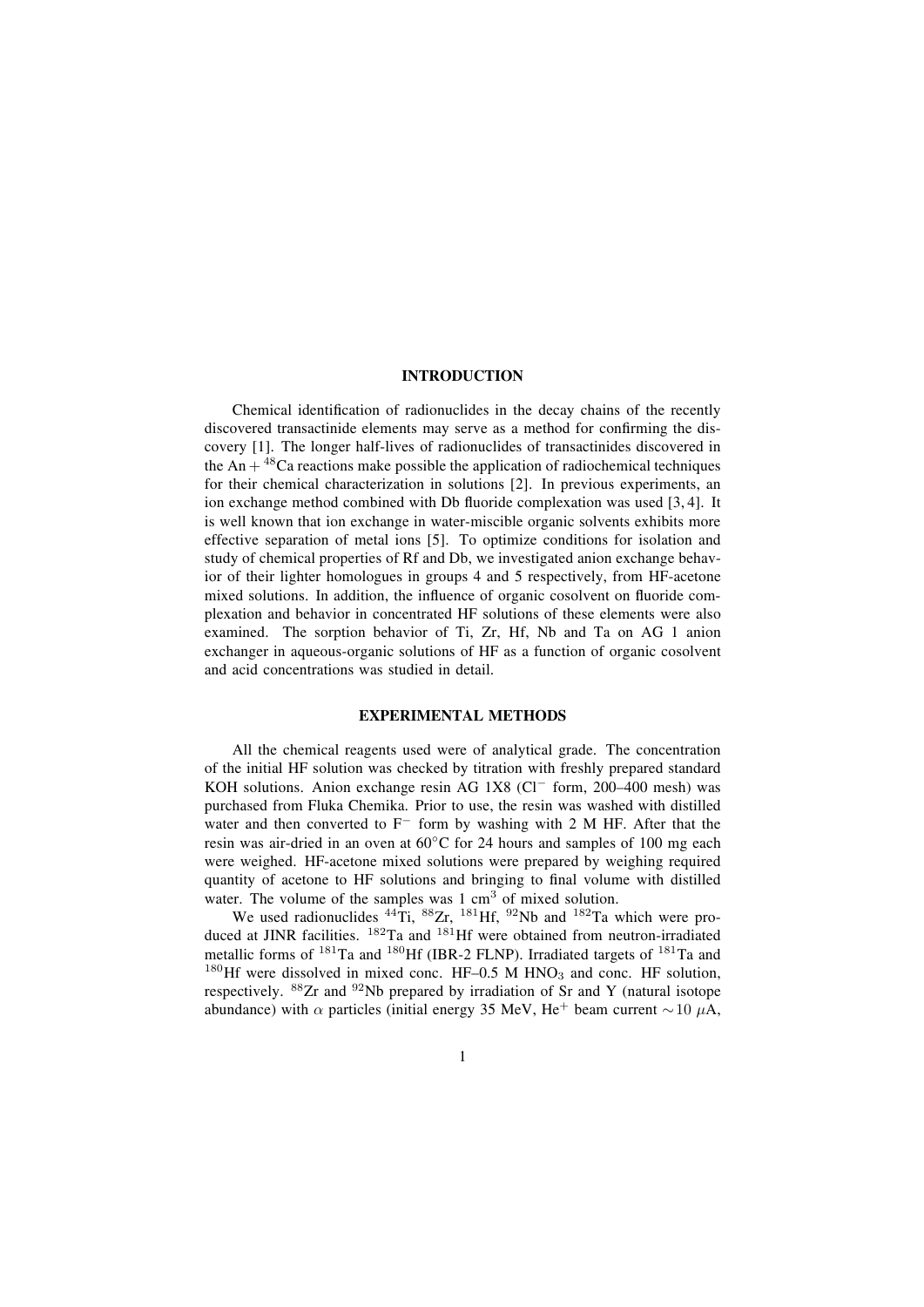## INTRODUCTION

Chemical identification of radionuclides in the decay chains of the recently discovered transactinide elements may serve as a method for confirming the discovery [1]. The longer half-lives of radionuclides of transactinides discovered in the An + $^{48}$Ca reactions make possible the application of radiochemical techniques for their chemical characterization in solutions [2]. In previous experiments, an ion exchange method combined with Db fluoride complexation was used [3, 4]. It is well known that ion exchange in water-miscible organic solvents exhibits more effective separation of metal ions [5]. To optimize conditions for isolation and study of chemical properties of Rf and Db, we investigated anion exchange behavior of their lighter homologues in groups 4 and 5 respectively, from HF-acetone mixed solutions. In addition, the influence of organic cosolvent on fluoride complexation and behavior in concentrated HF solutions of these elements were also examined. The sorption behavior of Ti, Zr, Hf, Nb and Ta on AG 1 anion exchanger in aqueous-organic solutions of HF as a function of organic cosolvent and acid concentrations was studied in detail.

## EXPERIMENTAL METHODS

All the chemical reagents used were of analytical grade. The concentration of the initial HF solution was checked by titration with freshly prepared standard KOH solutions. Anion exchange resin AG 1X8 ($Cl^-$ form, 200–400 mesh) was purchased from Fluka Chemika. Prior to use, the resin was washed with distilled water and then converted to $F^-$ form by washing with 2 M HF. After that the resin was air-dried in an oven at 60°C for 24 hours and samples of 100 mg each were weighed. HF-acetone mixed solutions were prepared by weighing required quantity of acetone to HF solutions and bringing to final volume with distilled water. The volume of the samples was 1 cm$^3$ of mixed solution.

We used radionuclides $^{44}$Ti, $^{88}$Zr, $^{181}$Hf, $^{92}$Nb and $^{182}$Ta which were produced at JINR facilities. $^{182}$Ta and $^{181}$Hf were obtained from neutron-irradiated metallic forms of $^{181}$Ta and $^{180}$Hf (IBR-2 FLNP). Irradiated targets of $^{181}$Ta and $^{180}$Hf were dissolved in mixed conc. HF–0.5 M $HNO_3$ and conc. HF solution, respectively. $^{88}$Zr and $^{92}$Nb prepared by irradiation of Sr and Y (natural isotope abundance) with $\alpha$ particles (initial energy 35 MeV, He$^+$ beam current $\sim$10 $\mu$A,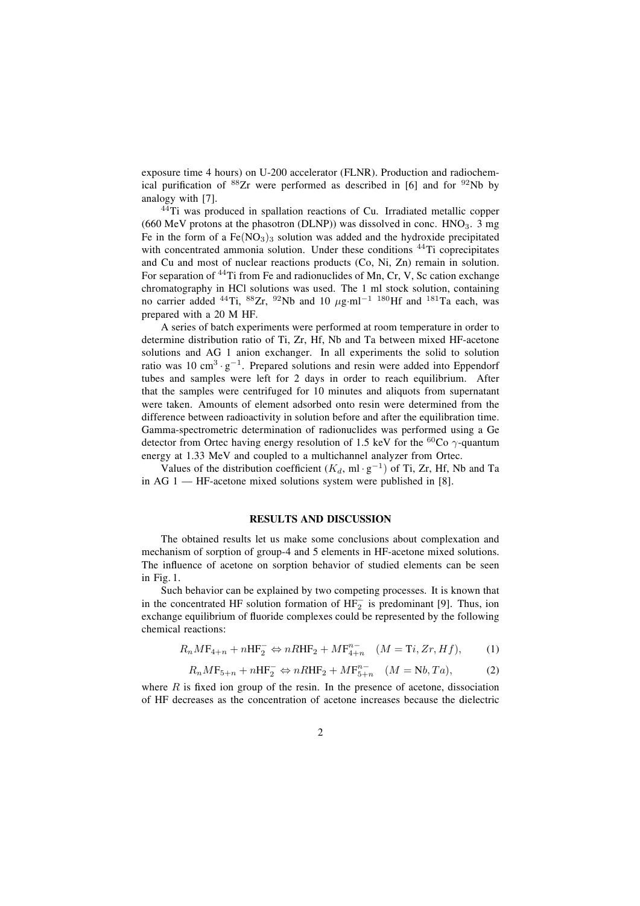exposure time 4 hours) on U-200 accelerator (FLNR). Production and radiochemical purification of $^{88}$Zr were performed as described in [6] and for $^{92}$Nb by analogy with [7].

$^{44}$Ti was produced in spallation reactions of Cu. Irradiated metallic copper (660 MeV protons at the phasotron (DLNP)) was dissolved in conc. $HNO_3$. 3 mg Fe in the form of a $Fe(NO_3)_3$ solution was added and the hydroxide precipitated with concentrated ammonia solution. Under these conditions $^{44}$Ti coprecipitates and Cu and most of nuclear reactions products (Co, Ni, Zn) remain in solution. For separation of $^{44}$Ti from Fe and radionuclides of Mn, Cr, V, Sc cation exchange chromatography in HCl solutions was used. The 1 ml stock solution, containing no carrier added $^{44}$Ti, $^{88}$Zr, $^{92}$Nb and 10 $\mu$g$\cdot$ml$^{-1}$ $^{180}$Hf and $^{181}$Ta each, was prepared with a 20 M HF.

A series of batch experiments were performed at room temperature in order to determine distribution ratio of Ti, Zr, Hf, Nb and Ta between mixed HF-acetone solutions and AG 1 anion exchanger. In all experiments the solid to solution ratio was 10 cm$^3 \cdot$ g$^{-1}$. Prepared solutions and resin were added into Eppendorf tubes and samples were left for 2 days in order to reach equilibrium. After that the samples were centrifuged for 10 minutes and aliquots from supernatant were taken. Amounts of element adsorbed onto resin were determined from the difference between radioactivity in solution before and after the equilibration time. Gamma-spectrometric determination of radionuclides was performed using a Ge detector from Ortec having energy resolution of 1.5 keV for the $^{60}$Co $\gamma$-quantum energy at 1.33 MeV and coupled to a multichannel analyzer from Ortec.

Values of the distribution coefficient ($K_d$, ml $\cdot$ g$^{-1}$) of Ti, Zr, Hf, Nb and Ta in AG 1 — HF-acetone mixed solutions system were published in [8].

## RESULTS AND DISCUSSION

The obtained results let us make some conclusions about complexation and mechanism of sorption of group-4 and 5 elements in HF-acetone mixed solutions. The influence of acetone on sorption behavior of studied elements can be seen in Fig. 1.

Such behavior can be explained by two competing processes. It is known that in the concentrated HF solution formation of $HF_2^-$ is predominant [9]. Thus, ion exchange equilibrium of fluoride complexes could be represented by the following chemical reactions:

$$R_n M\mathrm{F}_{4+n} + n\mathrm{HF}_2^- \Leftrightarrow nR\mathrm{HF}_2 + M\mathrm{F}_{4+n}^{n-} \quad (M = \mathrm{T}i, Zr, Hf), \tag{1}$$

$$R_n M\mathrm{F}_{5+n} + n\mathrm{HF}_2^- \Leftrightarrow nR\mathrm{HF}_2 + M\mathrm{F}_{5+n}^{n-} \quad (M = \mathrm{N}b, Ta), \tag{2}$$

where $R$ is fixed ion group of the resin. In the presence of acetone, dissociation of HF decreases as the concentration of acetone increases because the dielectric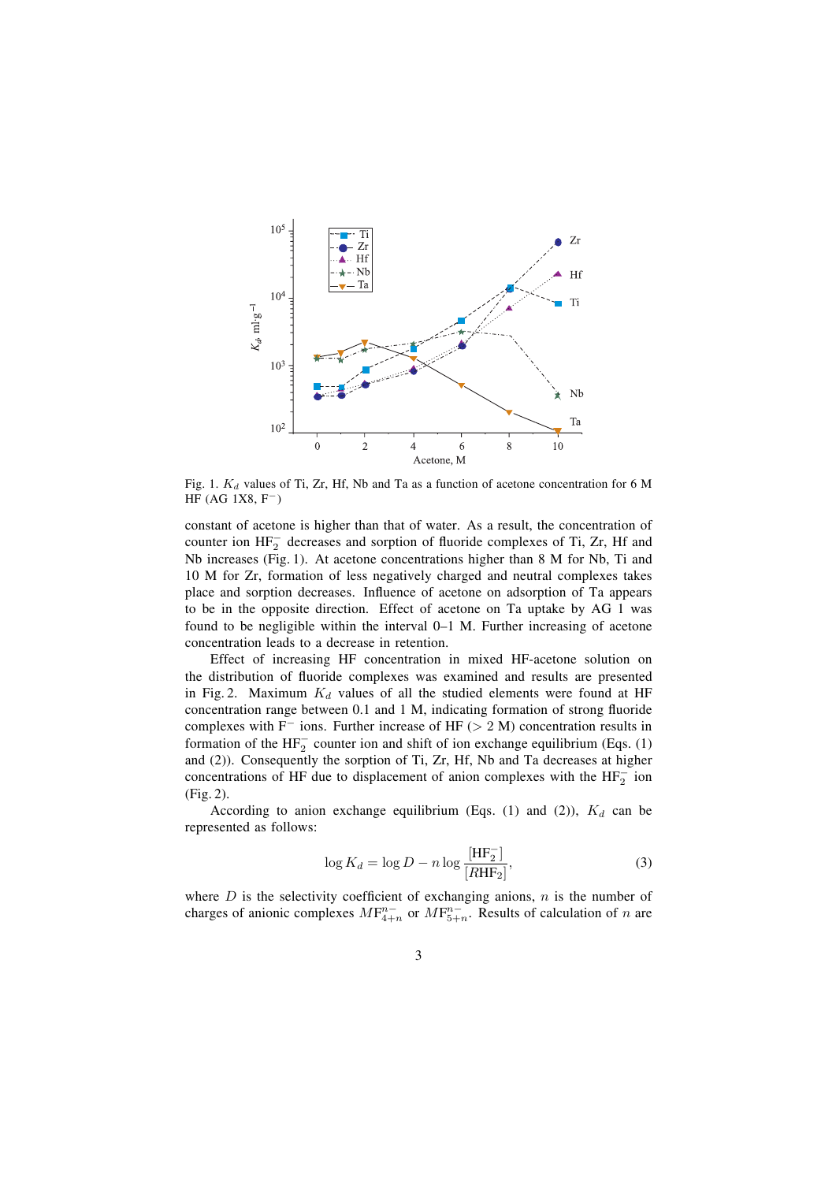Fig. 1. $K_d$ values of Ti, Zr, Hf, Nb and Ta as a function of acetone concentration for 6 M HF (AG 1X8, $F^-$)

constant of acetone is higher than that of water. As a result, the concentration of counter ion $HF_2^-$ decreases and sorption of fluoride complexes of Ti, Zr, Hf and Nb increases (Fig. 1). At acetone concentrations higher than 8 M for Nb, Ti and 10 M for Zr, formation of less negatively charged and neutral complexes takes place and sorption decreases. Influence of acetone on adsorption of Ta appears to be in the opposite direction. Effect of acetone on Ta uptake by AG 1 was found to be negligible within the interval 0–1 M. Further increasing of acetone concentration leads to a decrease in retention.

Effect of increasing HF concentration in mixed HF-acetone solution on the distribution of fluoride complexes was examined and results are presented in Fig. 2. Maximum $K_d$ values of all the studied elements were found at HF concentration range between 0.1 and 1 M, indicating formation of strong fluoride complexes with $F^-$ ions. Further increase of HF (> 2 M) concentration results in formation of the $HF_2^-$ counter ion and shift of ion exchange equilibrium (Eqs. (1) and (2)). Consequently the sorption of Ti, Zr, Hf, Nb and Ta decreases at higher concentrations of HF due to displacement of anion complexes with the $HF_2^-$ ion (Fig. 2).

According to anion exchange equilibrium (Eqs. (1) and (2)), $K_d$ can be represented as follows:

$$\log K_d = \log D - n \log \frac{[HF_2^-]}{[RHF_2]}, \tag{3}$$

where $D$ is the selectivity coefficient of exchanging anions, $n$ is the number of charges of anionic complexes $MF_{4+n}^{n-}$ or $MF_{5+n}^{n-}$. Results of calculation of $n$ are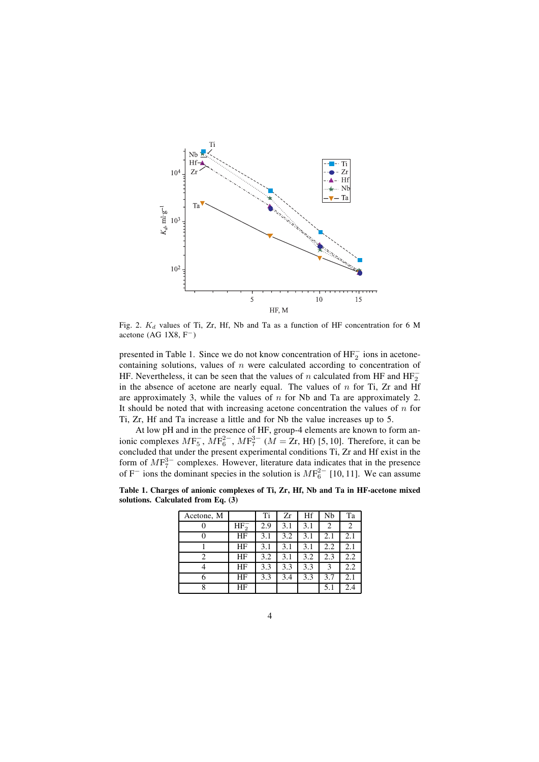Fig. 2. $K_d$ values of Ti, Zr, Hf, Nb and Ta as a function of HF concentration for 6 M acetone (AG 1X8, $F^-$)

presented in Table 1. Since we do not know concentration of $HF_2^-$ ions in acetone-containing solutions, values of $n$ were calculated according to concentration of HF. Nevertheless, it can be seen that the values of $n$ calculated from HF and $HF_2^-$ in the absence of acetone are nearly equal. The values of $n$ for Ti, Zr and Hf are approximately 3, while the values of $n$ for Nb and Ta are approximately 2. It should be noted that with increasing acetone concentration the values of $n$ for Ti, Zr, Hf and Ta increase a little and for Nb the value increases up to 5.

At low pH and in the presence of HF, group-4 elements are known to form anionic complexes $MF_5^-$, $MF_6^{2-}$, $MF_7^{3-}$ ($M$ = Zr, Hf) [5, 10]. Therefore, it can be concluded that under the present experimental conditions Ti, Zr and Hf exist in the form of $MF_7^{3-}$ complexes. However, literature data indicates that in the presence of $F^-$ ions the dominant species in the solution is $MF_6^{2-}$ [10, 11]. We can assume

**Table 1. Charges of anionic complexes of Ti, Zr, Hf, Nb and Ta in HF-acetone mixed solutions. Calculated from Eq. (3)**

| Acetone, M | | Ti | Zr | Hf | Nb | Ta |
|---|---|---|---|---|---|---|
| 0 | $HF_2^-$ | 2.9 | 3.1 | 3.1 | 2 | 2 |
| 0 | HF | 3.1 | 3.2 | 3.1 | 2.1 | 2.1 |
| 1 | HF | 3.1 | 3.1 | 3.1 | 2.2 | 2.1 |
| 2 | HF | 3.2 | 3.1 | 3.2 | 2.3 | 2.2 |
| 4 | HF | 3.3 | 3.3 | 3.3 | 3 | 2.2 |
| 6 | HF | 3.3 | 3.4 | 3.3 | 3.7 | 2.1 |
| 8 | HF | | | | 5.1 | 2.4 |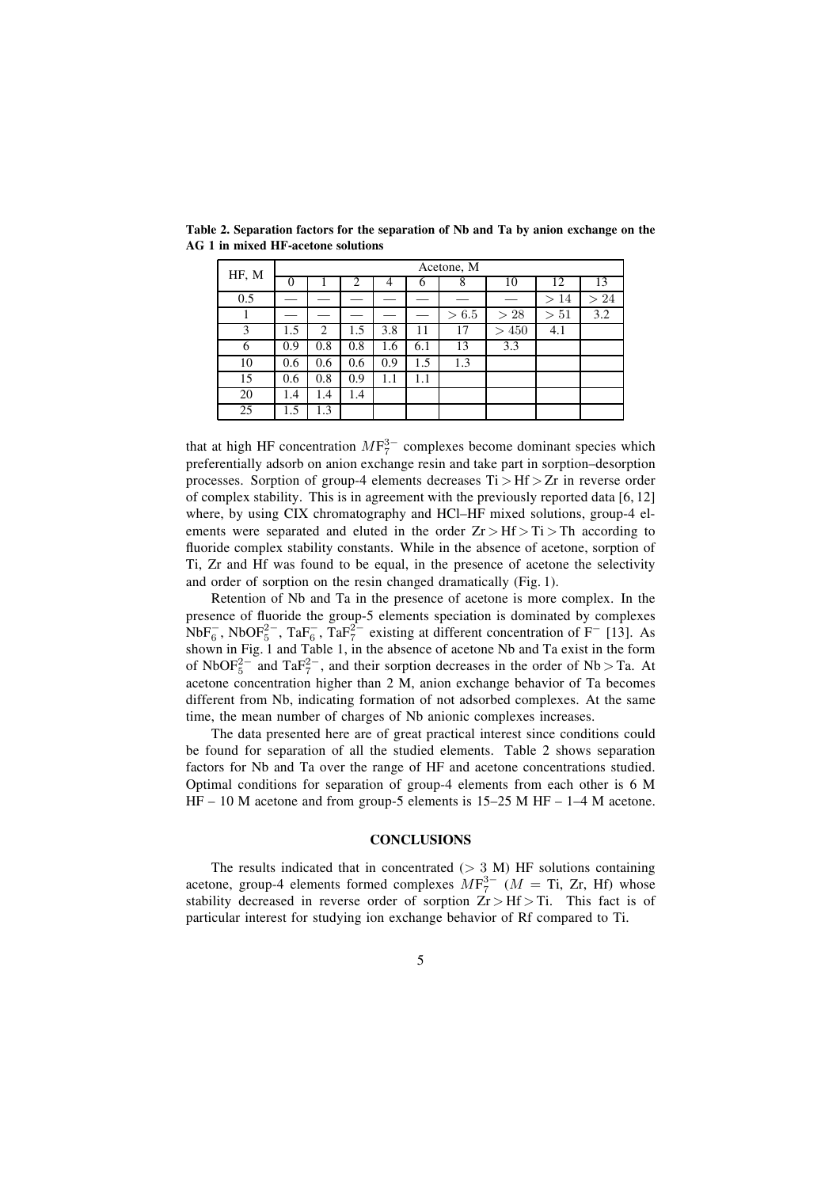**Table 2. Separation factors for the separation of Nb and Ta by anion exchange on the AG 1 in mixed HF-acetone solutions**

| HF, M | Acetone, M | | | | | | | | |
|---|---|---|---|---|---|---|---|---|---|
| | 0 | 1 | 2 | 4 | 6 | 8 | 10 | 12 | 13 |
| 0.5 | — | — | — | — | — | — | — | $> 14$ | $> 24$ |
| 1 | — | — | — | — | — | $> 6.5$ | $> 28$ | $> 51$ | 3.2 |
| 3 | 1.5 | 2 | 1.5 | 3.8 | 11 | 17 | $> 450$ | 4.1 | |
| 6 | 0.9 | 0.8 | 0.8 | 1.6 | 6.1 | 13 | 3.3 | | |
| 10 | 0.6 | 0.6 | 0.6 | 0.9 | 1.5 | 1.3 | | | |
| 15 | 0.6 | 0.8 | 0.9 | 1.1 | 1.1 | | | | |
| 20 | 1.4 | 1.4 | 1.4 | | | | | | |
| 25 | 1.5 | 1.3 | | | | | | | |

that at high HF concentration $MF_7^{3-}$ complexes become dominant species which preferentially adsorb on anion exchange resin and take part in sorption–desorption processes. Sorption of group-4 elements decreases Ti > Hf > Zr in reverse order of complex stability. This is in agreement with the previously reported data [6, 12] where, by using CIX chromatography and HCl–HF mixed solutions, group-4 elements were separated and eluted in the order Zr > Hf > Ti > Th according to fluoride complex stability constants. While in the absence of acetone, sorption of Ti, Zr and Hf was found to be equal, in the presence of acetone the selectivity and order of sorption on the resin changed dramatically (Fig. 1).

Retention of Nb and Ta in the presence of acetone is more complex. In the presence of fluoride the group-5 elements speciation is dominated by complexes $NbF_6^-$, $NbOF_5^{2-}$, $TaF_6^-$, $TaF_7^{2-}$ existing at different concentration of $F^-$ [13]. As shown in Fig. 1 and Table 1, in the absence of acetone Nb and Ta exist in the form of $NbOF_5^{2-}$ and $TaF_7^{2-}$, and their sorption decreases in the order of Nb > Ta. At acetone concentration higher than 2 M, anion exchange behavior of Ta becomes different from Nb, indicating formation of not adsorbed complexes. At the same time, the mean number of charges of Nb anionic complexes increases.

The data presented here are of great practical interest since conditions could be found for separation of all the studied elements. Table 2 shows separation factors for Nb and Ta over the range of HF and acetone concentrations studied. Optimal conditions for separation of group-4 elements from each other is 6 M HF – 10 M acetone and from group-5 elements is 15–25 M HF – 1–4 M acetone.

## CONCLUSIONS

The results indicated that in concentrated (> 3 M) HF solutions containing acetone, group-4 elements formed complexes $MF_7^{3-}$ ($M$ = Ti, Zr, Hf) whose stability decreased in reverse order of sorption Zr > Hf > Ti. This fact is of particular interest for studying ion exchange behavior of Rf compared to Ti.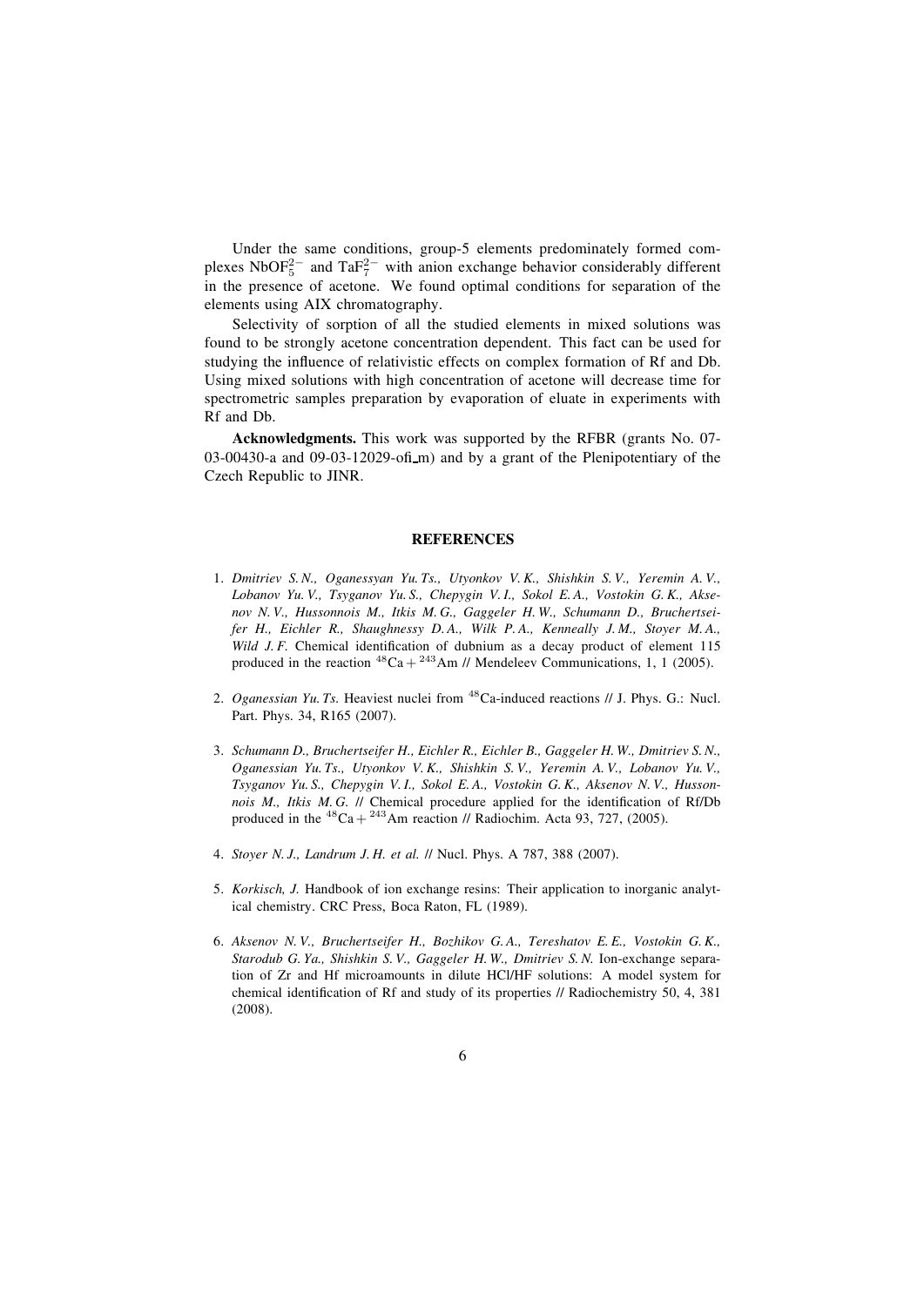Under the same conditions, group-5 elements predominately formed complexes $NbOF_5^{2-}$ and $TaF_7^{2-}$ with anion exchange behavior considerably different in the presence of acetone. We found optimal conditions for separation of the elements using AIX chromatography.

Selectivity of sorption of all the studied elements in mixed solutions was found to be strongly acetone concentration dependent. This fact can be used for studying the influence of relativistic effects on complex formation of Rf and Db. Using mixed solutions with high concentration of acetone will decrease time for spectrometric samples preparation by evaporation of eluate in experiments with Rf and Db.

**Acknowledgments.** This work was supported by the RFBR (grants No. 07-03-00430-a and 09-03-12029-ofi_m) and by a grant of the Plenipotentiary of the Czech Republic to JINR.

## REFERENCES

1. *Dmitriev S. N., Oganessyan Yu. Ts., Utyonkov V. K., Shishkin S. V., Yeremin A. V., Lobanov Yu. V., Tsyganov Yu. S., Chepygin V. I., Sokol E. A., Vostokin G. K., Aksenov N. V., Hussonnois M., Itkis M. G., Gaggeler H. W., Schumann D., Bruchertseifer H., Eichler R., Shaughnessy D. A., Wilk P. A., Kenneally J. M., Stoyer M. A., Wild J. F.* Chemical identification of dubnium as a decay product of element 115 produced in the reaction $^{48}Ca + ^{243}Am$ // Mendeleev Communications, 1, 1 (2005).

2. *Oganessian Yu. Ts.* Heaviest nuclei from $^{48}Ca$-induced reactions // J. Phys. G.: Nucl. Part. Phys. 34, R165 (2007).

3. *Schumann D., Bruchertseifer H., Eichler R., Eichler B., Gaggeler H. W., Dmitriev S. N., Oganessian Yu. Ts., Utyonkov V. K., Shishkin S. V., Yeremin A. V., Lobanov Yu. V., Tsyganov Yu. S., Chepygin V. I., Sokol E. A., Vostokin G. K., Aksenov N. V., Hussonnois M., Itkis M. G.* // Chemical procedure applied for the identification of Rf/Db produced in the $^{48}Ca + ^{243}Am$ reaction // Radiochim. Acta 93, 727, (2005).

4. *Stoyer N. J., Landrum J. H. et al.* // Nucl. Phys. A 787, 388 (2007).

5. *Korkisch, J.* Handbook of ion exchange resins: Their application to inorganic analytical chemistry. CRC Press, Boca Raton, FL (1989).

6. *Aksenov N. V., Bruchertseifer H., Bozhikov G. A., Tereshatov E. E., Vostokin G. K., Starodub G. Ya., Shishkin S. V., Gaggeler H. W., Dmitriev S. N.* Ion-exchange separation of Zr and Hf microamounts in dilute HCl/HF solutions: A model system for chemical identification of Rf and study of its properties // Radiochemistry 50, 4, 381 (2008).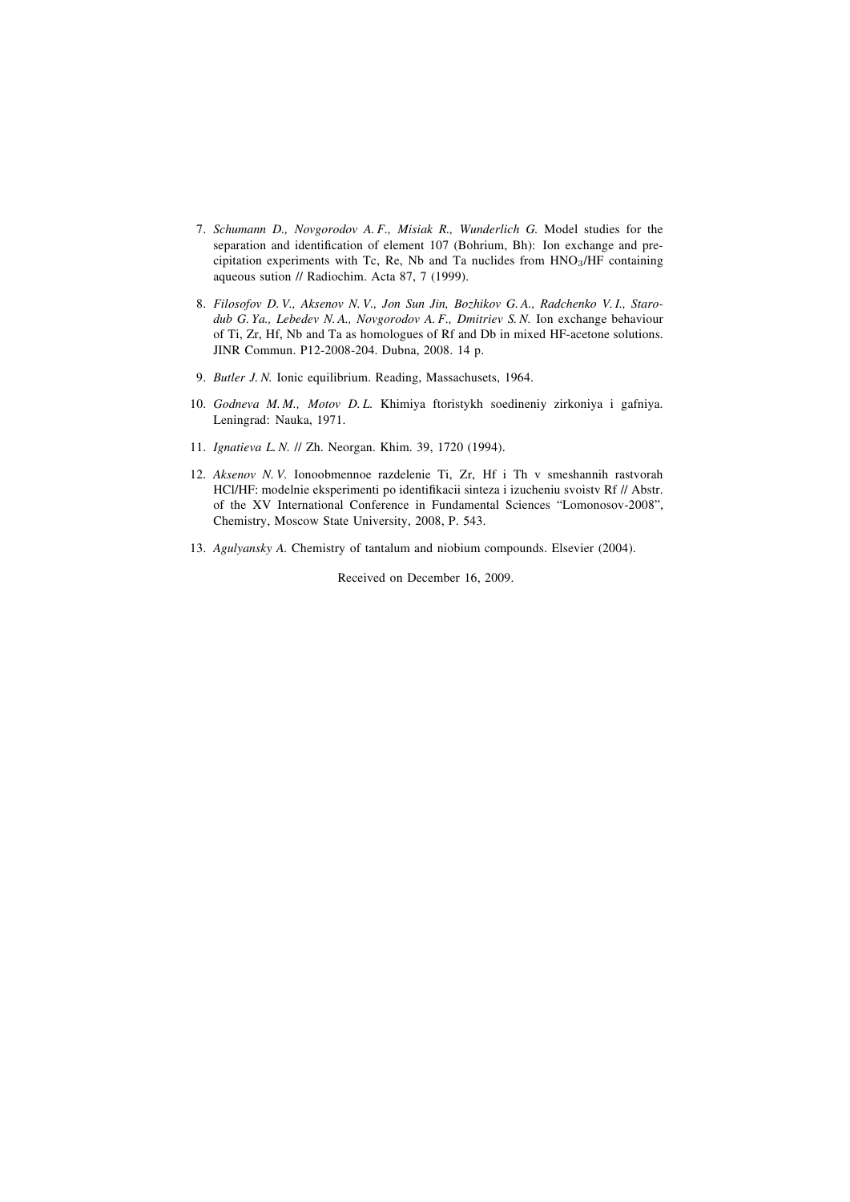7. *Schumann D., Novgorodov A. F., Misiak R., Wunderlich G.* Model studies for the separation and identification of element 107 (Bohrium, Bh): Ion exchange and precipitation experiments with Tc, Re, Nb and Ta nuclides from $HNO_3$/HF containing aqueous sution // Radiochim. Acta 87, 7 (1999).

8. *Filosofov D. V., Aksenov N. V., Jon Sun Jin, Bozhikov G. A., Radchenko V. I., Starodub G. Ya., Lebedev N. A., Novgorodov A. F., Dmitriev S. N.* Ion exchange behaviour of Ti, Zr, Hf, Nb and Ta as homologues of Rf and Db in mixed HF-acetone solutions. JINR Commun. P12-2008-204. Dubna, 2008. 14 p.

9. *Butler J. N.* Ionic equilibrium. Reading, Massachusets, 1964.

10. *Godneva M. M., Motov D. L.* Khimiya ftoristykh soedineniy zirkoniya i gafniya. Leningrad: Nauka, 1971.

11. *Ignatieva L. N.* // Zh. Neorgan. Khim. 39, 1720 (1994).

12. *Aksenov N. V.* Ionoobmennoe razdelenie Ti, Zr, Hf i Th v smeshannih rastvorah HCl/HF: modelnie eksperimenti po identifikacii sinteza i izucheniu svoistv Rf // Abstr. of the XV International Conference in Fundamental Sciences "Lomonosov-2008", Chemistry, Moscow State University, 2008, P. 543.

13. *Agulyansky A.* Chemistry of tantalum and niobium compounds. Elsevier (2004).

Received on December 16, 2009.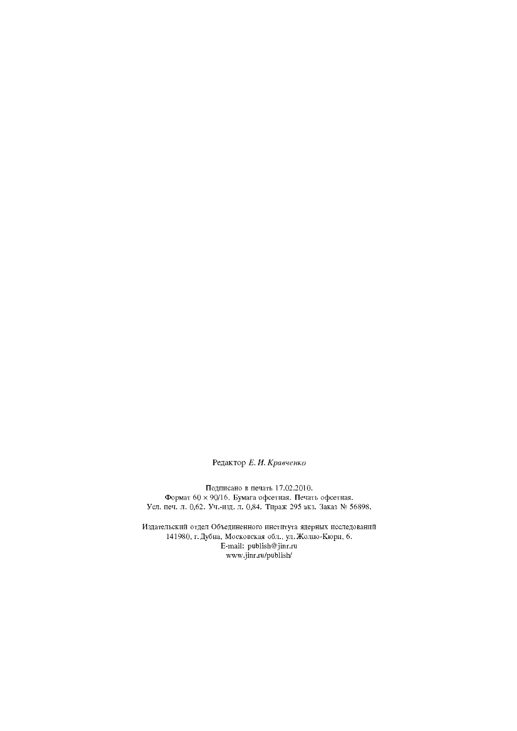Редактор *Е. И. Кравченко*

Подписано в печать 17.02.2010.
Формат 60 × 90/16. Бумага офсетная. Печать офсетная.
Усл. печ. л. 0,62. Уч.-изд. л. 0,84. Тираж 295 экз. Заказ № 56898.

Издательский отдел Объединенного института ядерных исследований
141980, г. Дубна, Московская обл., ул. Жолио-Кюри, 6.
E-mail: publish@jinr.ru
www.jinr.ru/publish/